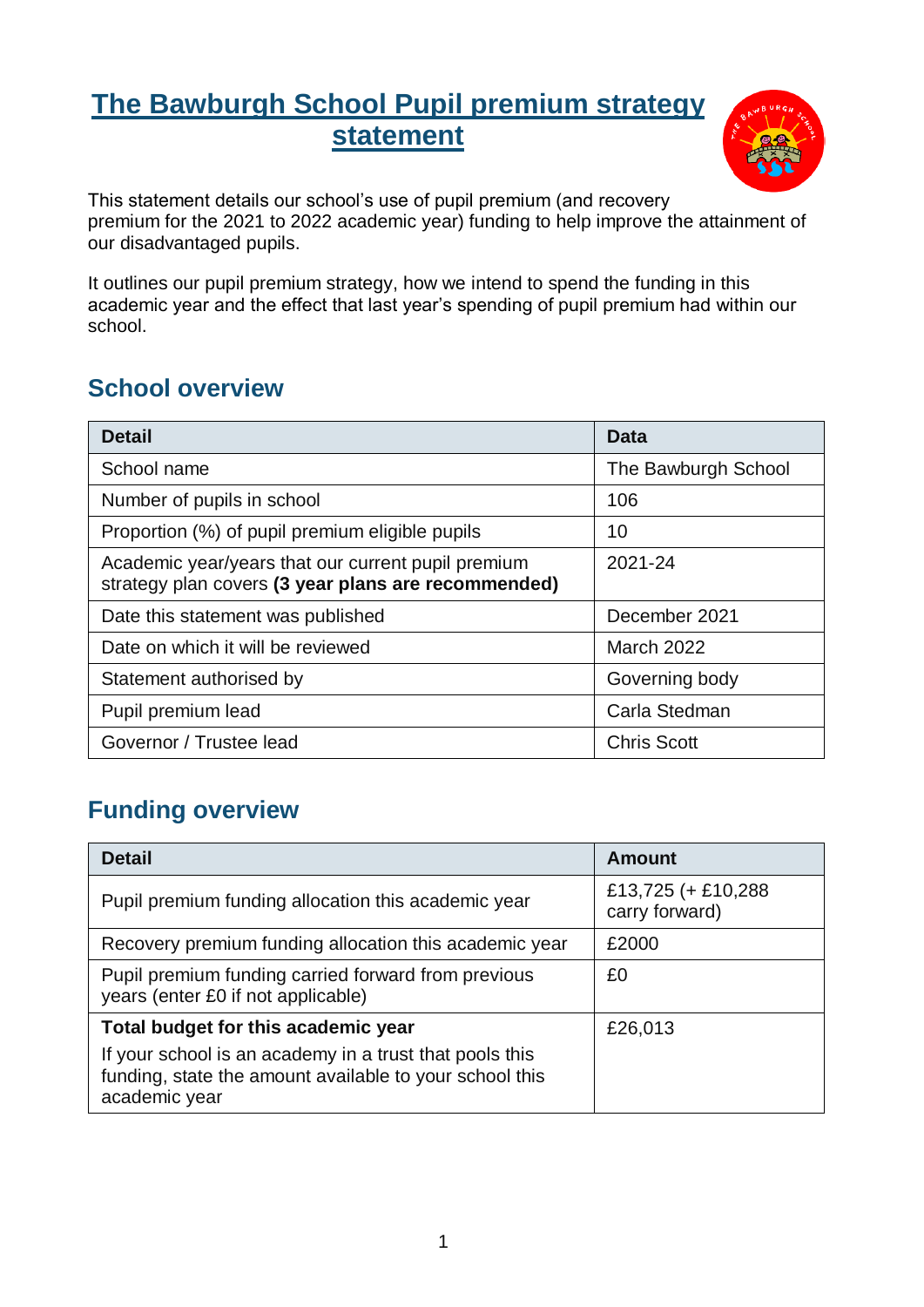# The Bawburgh School Pupil premium strategy statement

This statement details our school's use of pupil premium (and recovery premium for the 2021 to 2022 academic year) funding to help improve the attainment of our disadvantaged pupils.

It outlines our pupil premium strategy, how we intend to spend the funding in this academic year and the effect that last year's spending of pupil premium had within our school.

## School overview

| Detail | Data |
|---|---|
| School name | The Bawburgh School |
| Number of pupils in school | 106 |
| Proportion (%) of pupil premium eligible pupils | 10 |
| Academic year/years that our current pupil premium strategy plan covers **(3 year plans are recommended)** | 2021-24 |
| Date this statement was published | December 2021 |
| Date on which it will be reviewed | March 2022 |
| Statement authorised by | Governing body |
| Pupil premium lead | Carla Stedman |
| Governor / Trustee lead | Chris Scott |

## Funding overview

| Detail | Amount |
|---|---|
| Pupil premium funding allocation this academic year | £13,725 (+ £10,288 carry forward) |
| Recovery premium funding allocation this academic year | £2000 |
| Pupil premium funding carried forward from previous years (enter £0 if not applicable) | £0 |
| **Total budget for this academic year**<br>If your school is an academy in a trust that pools this funding, state the amount available to your school this academic year | £26,013 |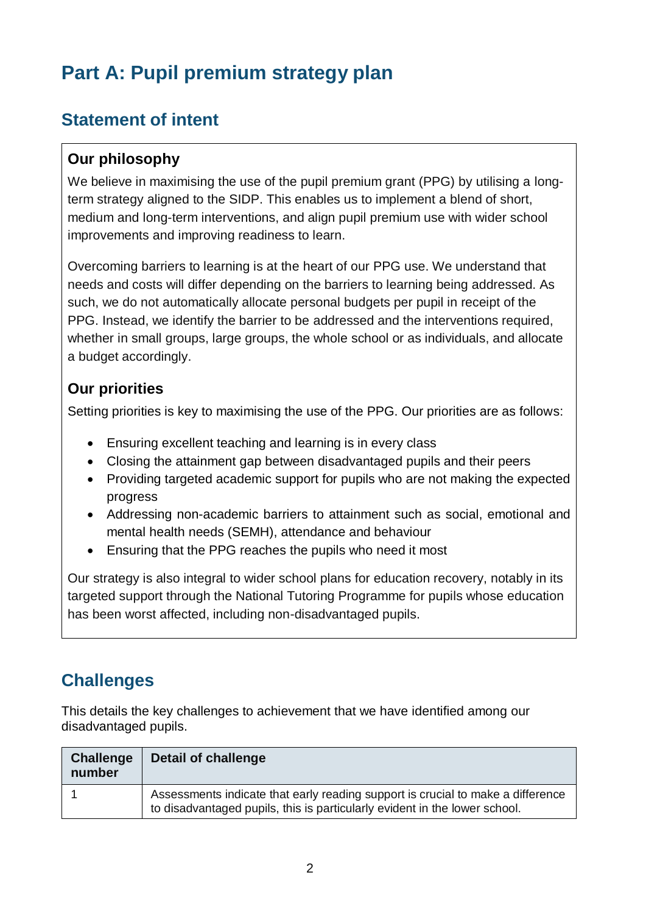# Part A: Pupil premium strategy plan

## Statement of intent

### Our philosophy

We believe in maximising the use of the pupil premium grant (PPG) by utilising a long-term strategy aligned to the SIDP. This enables us to implement a blend of short, medium and long-term interventions, and align pupil premium use with wider school improvements and improving readiness to learn.

Overcoming barriers to learning is at the heart of our PPG use. We understand that needs and costs will differ depending on the barriers to learning being addressed. As such, we do not automatically allocate personal budgets per pupil in receipt of the PPG. Instead, we identify the barrier to be addressed and the interventions required, whether in small groups, large groups, the whole school or as individuals, and allocate a budget accordingly.

### Our priorities

Setting priorities is key to maximising the use of the PPG. Our priorities are as follows:

- Ensuring excellent teaching and learning is in every class
- Closing the attainment gap between disadvantaged pupils and their peers
- Providing targeted academic support for pupils who are not making the expected progress
- Addressing non-academic barriers to attainment such as social, emotional and mental health needs (SEMH), attendance and behaviour
- Ensuring that the PPG reaches the pupils who need it most

Our strategy is also integral to wider school plans for education recovery, notably in its targeted support through the National Tutoring Programme for pupils whose education has been worst affected, including non-disadvantaged pupils.

## Challenges

This details the key challenges to achievement that we have identified among our disadvantaged pupils.

| Challenge number | Detail of challenge |
|---|---|
| 1 | Assessments indicate that early reading support is crucial to make a difference to disadvantaged pupils, this is particularly evident in the lower school. |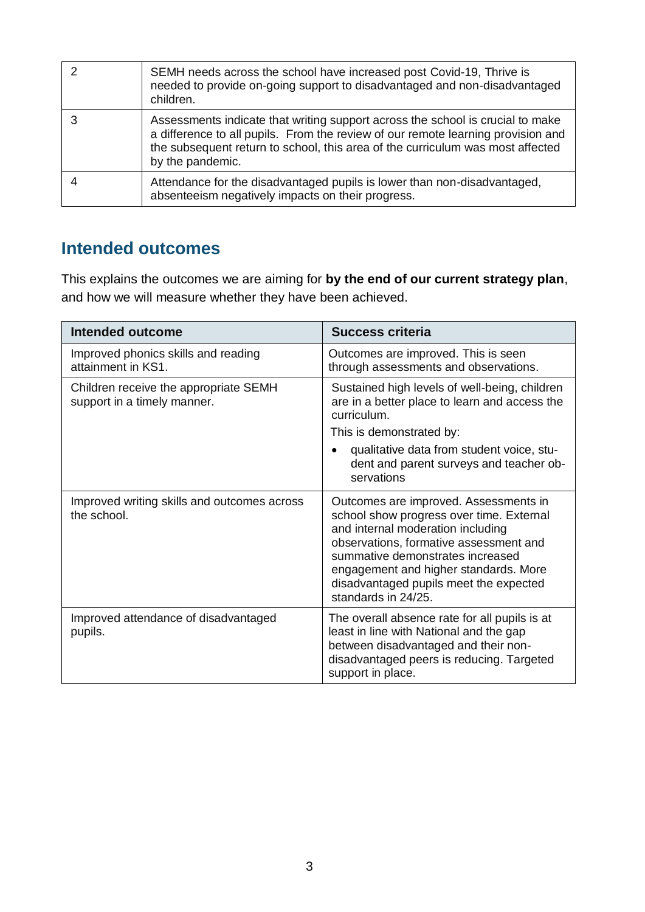| | |
|---|---|
| 2 | SEMH needs across the school have increased post Covid-19, Thrive is needed to provide on-going support to disadvantaged and non-disadvantaged children. |
| 3 | Assessments indicate that writing support across the school is crucial to make a difference to all pupils. From the review of our remote learning provision and the subsequent return to school, this area of the curriculum was most affected by the pandemic. |
| 4 | Attendance for the disadvantaged pupils is lower than non-disadvantaged, absenteeism negatively impacts on their progress. |

## Intended outcomes

This explains the outcomes we are aiming for **by the end of our current strategy plan**, and how we will measure whether they have been achieved.

| Intended outcome | Success criteria |
|---|---|
| Improved phonics skills and reading attainment in KS1. | Outcomes are improved. This is seen through assessments and observations. |
| Children receive the appropriate SEMH support in a timely manner. | Sustained high levels of well-being, children are in a better place to learn and access the curriculum.<br>This is demonstrated by:<br>• qualitative data from student voice, student and parent surveys and teacher observations |
| Improved writing skills and outcomes across the school. | Outcomes are improved. Assessments in school show progress over time. External and internal moderation including observations, formative assessment and summative demonstrates increased engagement and higher standards. More disadvantaged pupils meet the expected standards in 24/25. |
| Improved attendance of disadvantaged pupils. | The overall absence rate for all pupils is at least in line with National and the gap between disadvantaged and their non-disadvantaged peers is reducing. Targeted support in place. |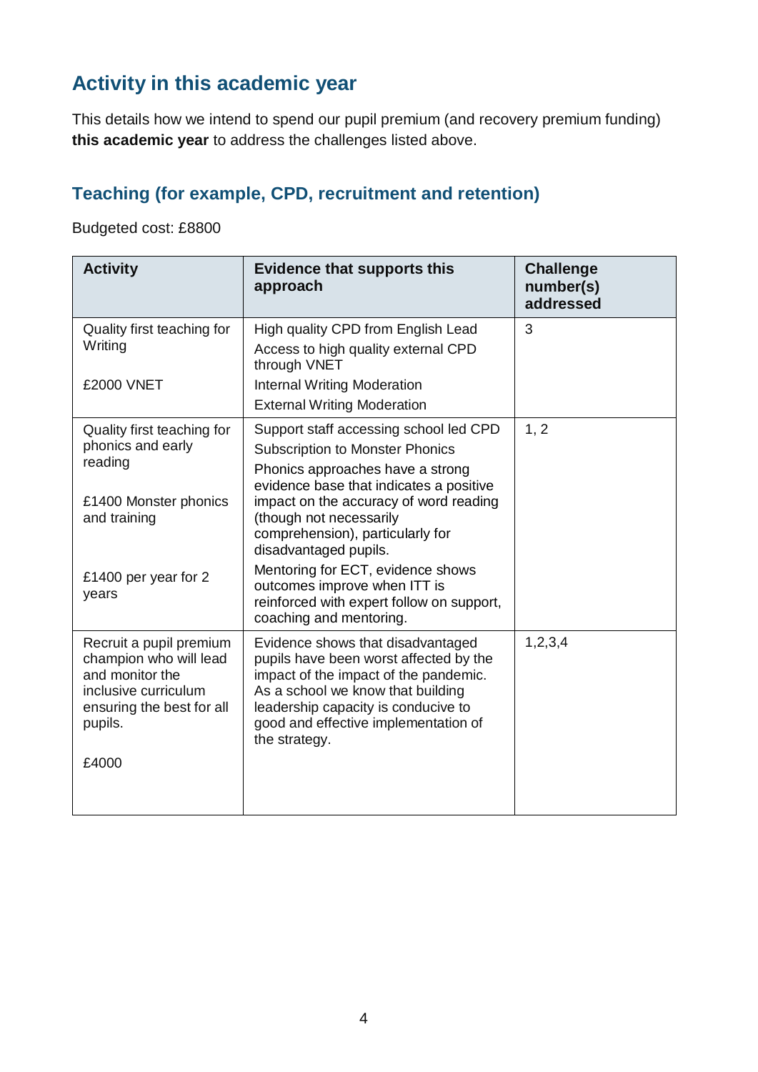## Activity in this academic year

This details how we intend to spend our pupil premium (and recovery premium funding) **this academic year** to address the challenges listed above.

### Teaching (for example, CPD, recruitment and retention)

Budgeted cost: £8800

| Activity | Evidence that supports this approach | Challenge number(s) addressed |
|---|---|---|
| Quality first teaching for Writing<br><br>£2000 VNET | High quality CPD from English Lead<br>Access to high quality external CPD through VNET<br>Internal Writing Moderation<br>External Writing Moderation | 3 |
| Quality first teaching for phonics and early reading<br><br>£1400 Monster phonics and training<br><br>£1400 per year for 2 years | Support staff accessing school led CPD<br>Subscription to Monster Phonics<br>Phonics approaches have a strong evidence base that indicates a positive impact on the accuracy of word reading (though not necessarily comprehension), particularly for disadvantaged pupils.<br>Mentoring for ECT, evidence shows outcomes improve when ITT is reinforced with expert follow on support, coaching and mentoring. | 1, 2 |
| Recruit a pupil premium champion who will lead and monitor the inclusive curriculum ensuring the best for all pupils.<br><br>£4000 | Evidence shows that disadvantaged pupils have been worst affected by the impact of the impact of the pandemic. As a school we know that building leadership capacity is conducive to good and effective implementation of the strategy. | 1,2,3,4 |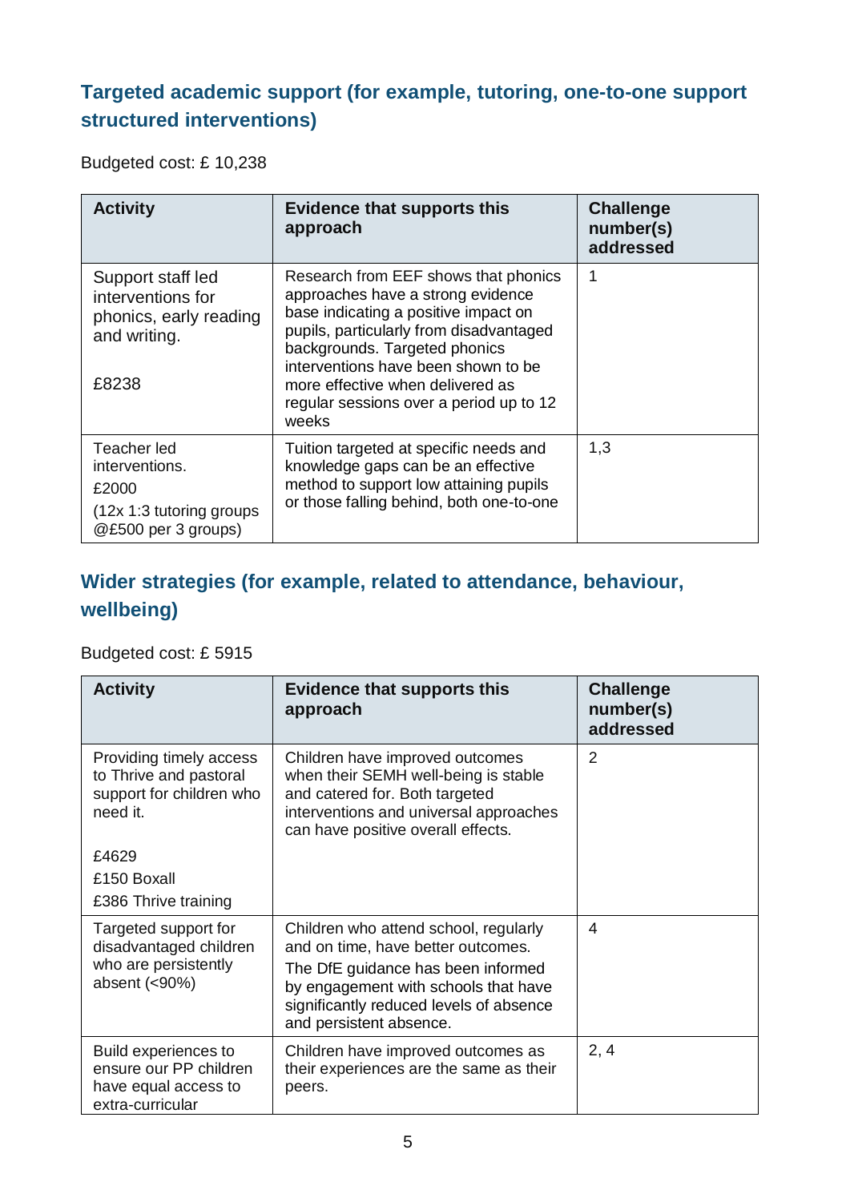### Targeted academic support (for example, tutoring, one-to-one support structured interventions)

Budgeted cost: £ 10,238

| Activity | Evidence that supports this approach | Challenge number(s) addressed |
|---|---|---|
| Support staff led interventions for phonics, early reading and writing.<br><br>£8238 | Research from EEF shows that phonics approaches have a strong evidence base indicating a positive impact on pupils, particularly from disadvantaged backgrounds. Targeted phonics interventions have been shown to be more effective when delivered as regular sessions over a period up to 12 weeks | 1 |
| Teacher led interventions.<br>£2000<br>(12x 1:3 tutoring groups @£500 per 3 groups) | Tuition targeted at specific needs and knowledge gaps can be an effective method to support low attaining pupils or those falling behind, both one-to-one | 1,3 |

### Wider strategies (for example, related to attendance, behaviour, wellbeing)

Budgeted cost: £ 5915

| Activity | Evidence that supports this approach | Challenge number(s) addressed |
|---|---|---|
| Providing timely access to Thrive and pastoral support for children who need it.<br><br>£4629<br>£150 Boxall<br>£386 Thrive training | Children have improved outcomes when their SEMH well-being is stable and catered for. Both targeted interventions and universal approaches can have positive overall effects. | 2 |
| Targeted support for disadvantaged children who are persistently absent (<90%) | Children who attend school, regularly and on time, have better outcomes.<br>The DfE guidance has been informed by engagement with schools that have significantly reduced levels of absence and persistent absence. | 4 |
| Build experiences to ensure our PP children have equal access to extra-curricular | Children have improved outcomes as their experiences are the same as their peers. | 2, 4 |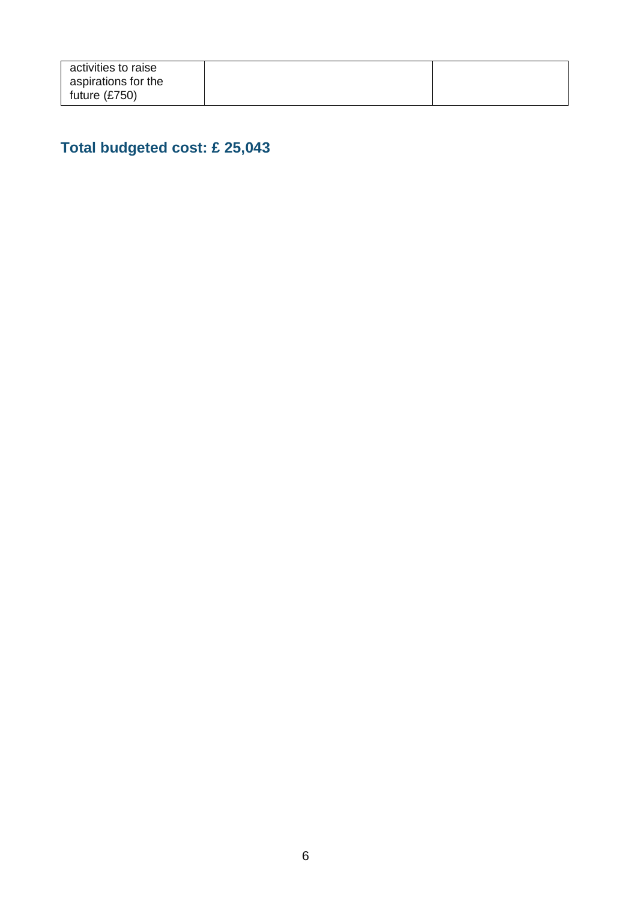| activities to raise aspirations for the future (£750) | | |
|---|---|---|

**Total budgeted cost: £ 25,043**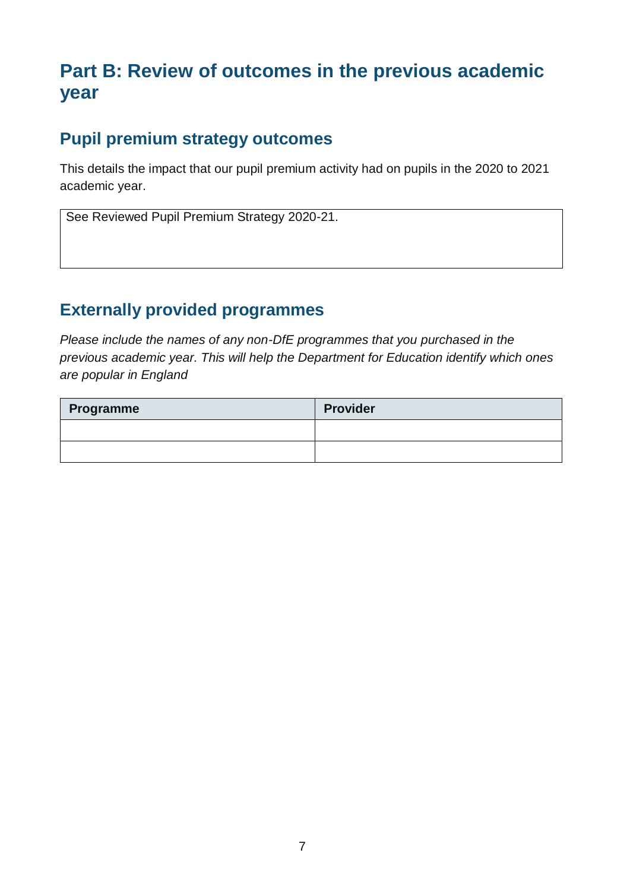# Part B: Review of outcomes in the previous academic year

## Pupil premium strategy outcomes

This details the impact that our pupil premium activity had on pupils in the 2020 to 2021 academic year.

| |
|---|
| See Reviewed Pupil Premium Strategy 2020-21. |

## Externally provided programmes

*Please include the names of any non-DfE programmes that you purchased in the previous academic year. This will help the Department for Education identify which ones are popular in England*

| Programme | Provider |
|---|---|
| | |
| | |